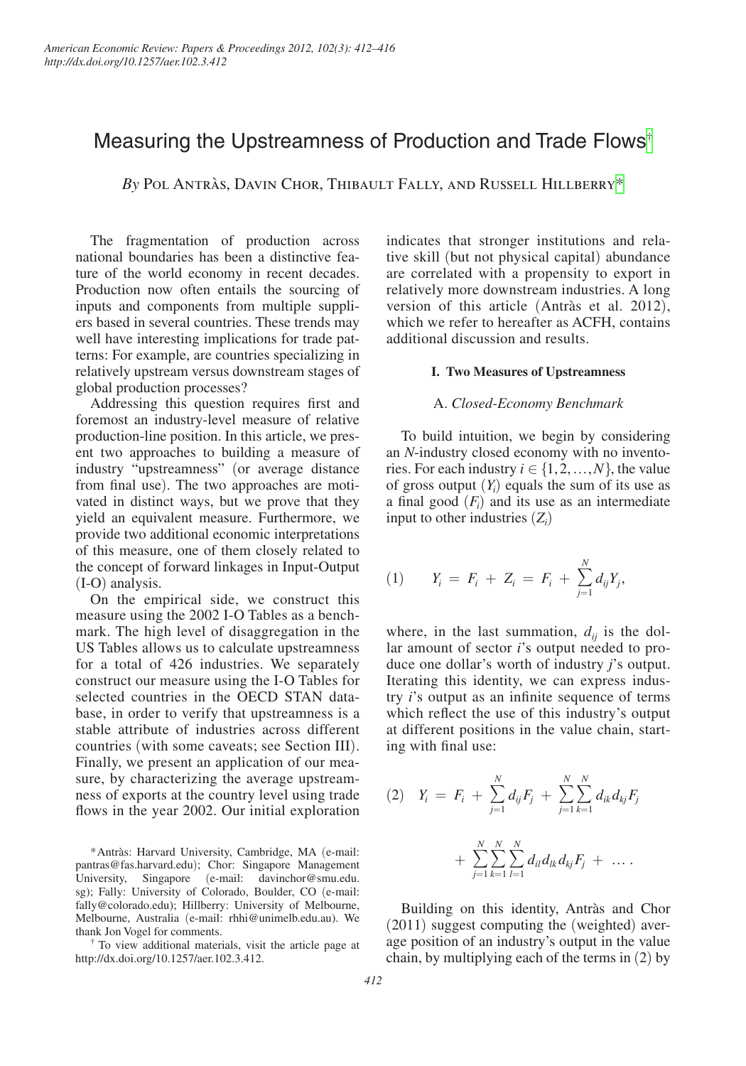# Measuring the Upstreamness of Production and Trade Flows[†]

*By* Pol Antràs, Davin Chor, Thibault Fally, and Russell Hillberry[*]

The fragmentation of production across national boundaries has been a distinctive feature of the world economy in recent decades. Production now often entails the sourcing of inputs and components from multiple suppliers based in several countries. These trends may well have interesting implications for trade patterns: For example, are countries specializing in relatively upstream versus downstream stages of global production processes?

Addressing this question requires first and foremost an industry-level measure of relative production-line position. In this article, we present two approaches to building a measure of industry "upstreamness" (or average distance from final use). The two approaches are motivated in distinct ways, but we prove that they yield an equivalent measure. Furthermore, we provide two additional economic interpretations of this measure, one of them closely related to the concept of forward linkages in Input-Output (I-O) analysis.

On the empirical side, we construct this measure using the 2002 I-O Tables as a benchmark. The high level of disaggregation in the US Tables allows us to calculate upstreamness for a total of 426 industries. We separately construct our measure using the I-O Tables for selected countries in the OECD STAN database, in order to verify that upstreamness is a stable attribute of industries across different countries (with some caveats; see Section III). Finally, we present an application of our measure, by characterizing the average upstreamness of exports at the country level using trade flows in the year 2002. Our initial exploration indicates that stronger institutions and relative skill (but not physical capital) abundance are correlated with a propensity to export in relatively more downstream industries. A long version of this article (Antràs et al. 2012), which we refer to hereafter as ACFH, contains additional discussion and results.

## I. Two Measures of Upstreamness

### A. *Closed-Economy Benchmark*

To build intuition, we begin by considering an $N$-industry closed economy with no inventories. For each industry $i \in \{1, 2, \ldots, N\}$, the value of gross output $(Y_i)$ equals the sum of its use as a final good $(F_i)$ and its use as an intermediate input to other industries $(Z_i)$

$$(1) \qquad Y_i = F_i + Z_i = F_i + \sum_{j=1}^{N} d_{ij} Y_j,$$

where, in the last summation, $d_{ij}$ is the dollar amount of sector $i$'s output needed to produce one dollar's worth of industry $j$'s output. Iterating this identity, we can express industry $i$'s output as an infinite sequence of terms which reflect the use of this industry's output at different positions in the value chain, starting with final use:

$$(2) \quad Y_i = F_i + \sum_{j=1}^{N} d_{ij} F_j + \sum_{j=1}^{N}\sum_{k=1}^{N} d_{ik} d_{kj} F_j + \sum_{j=1}^{N}\sum_{k=1}^{N}\sum_{l=1}^{N} d_{il} d_{lk} d_{kj} F_j + \ldots .$$

Building on this identity, Antràs and Chor (2011) suggest computing the (weighted) average position of an industry's output in the value chain, by multiplying each of the terms in (2) by

[*] Antràs: Harvard University, Cambridge, MA (e-mail: pantras@fas.harvard.edu); Chor: Singapore Management University, Singapore (e-mail: davinchor@smu.edu.sg); Fally: University of Colorado, Boulder, CO (e-mail: fally@colorado.edu); Hillberry: University of Melbourne, Melbourne, Australia (e-mail: rhhi@unimelb.edu.au). We thank Jon Vogel for comments.

[†] To view additional materials, visit the article page at http://dx.doi.org/10.1257/aer.102.3.412.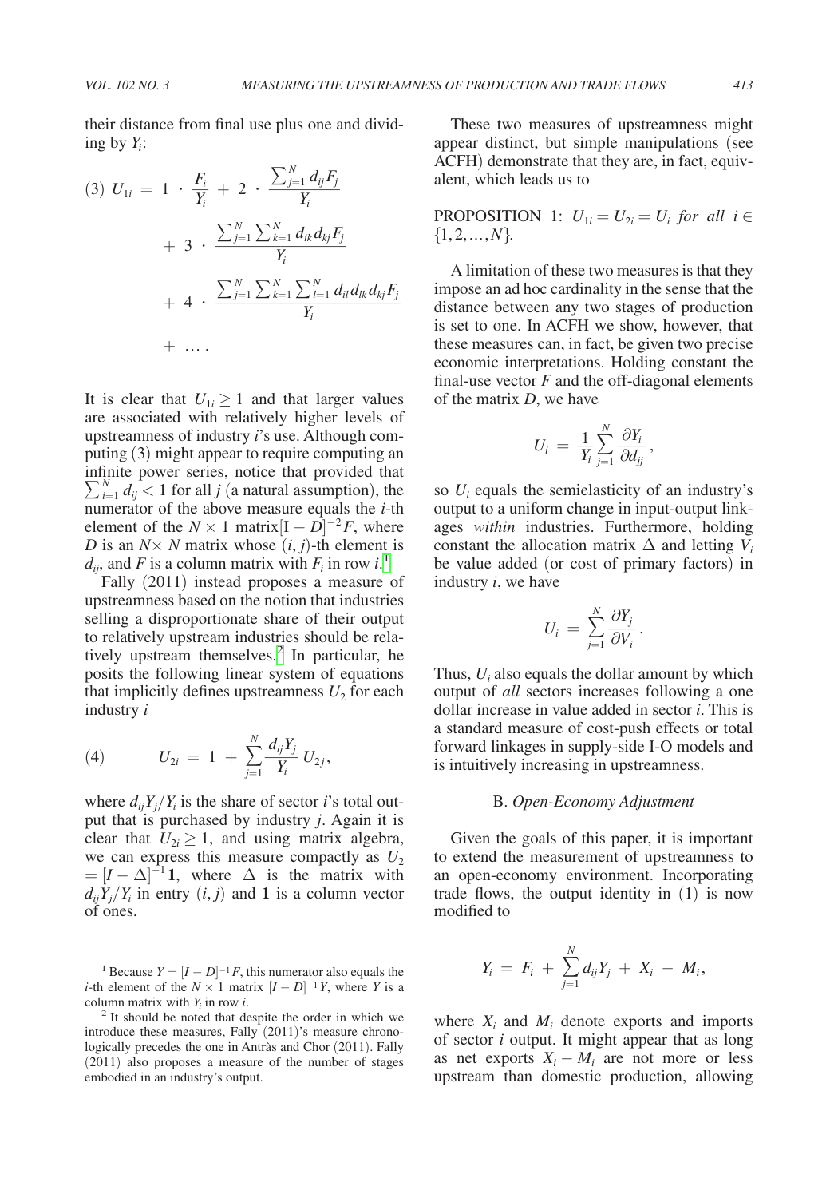their distance from final use plus one and dividing by $Y_i$:

$$(3)\ U_{1i} = 1 \cdot \frac{F_i}{Y_i} + 2 \cdot \frac{\sum_{j=1}^{N} d_{ij} F_j}{Y_i} + 3 \cdot \frac{\sum_{j=1}^{N} \sum_{k=1}^{N} d_{ik} d_{kj} F_j}{Y_i} + 4 \cdot \frac{\sum_{j=1}^{N} \sum_{k=1}^{N} \sum_{l=1}^{N} d_{il} d_{lk} d_{kj} F_j}{Y_i} + \dots .$$

It is clear that $U_{1i} \geq 1$ and that larger values are associated with relatively higher levels of upstreamness of industry $i$'s use. Although computing (3) might appear to require computing an infinite power series, notice that provided that $\sum_{i=1}^{N} d_{ij} < 1$ for all $j$ (a natural assumption), the numerator of the above measure equals the $i$-th element of the $N \times 1$ matrix $[\mathrm{I} - D]^{-2} F$, where $D$ is an $N \times N$ matrix whose $(i, j)$-th element is $d_{ij}$, and $F$ is a column matrix with $F_i$ in row $i$.[1]

Fally (2011) instead proposes a measure of upstreamness based on the notion that industries selling a disproportionate share of their output to relatively upstream industries should be relatively upstream themselves.[2] In particular, he posits the following linear system of equations that implicitly defines upstreamness $U_2$ for each industry $i$

$$(4) \qquad U_{2i} = 1 + \sum_{j=1}^{N} \frac{d_{ij} Y_j}{Y_i} U_{2j},$$

where $d_{ij} Y_j / Y_i$ is the share of sector $i$'s total output that is purchased by industry $j$. Again it is clear that $U_{2i} \geq 1$, and using matrix algebra, we can express this measure compactly as $U_2 = [I - \Delta]^{-1} \mathbf{1}$, where $\Delta$ is the matrix with $d_{ij} Y_j / Y_i$ in entry $(i, j)$ and $\mathbf{1}$ is a column vector of ones.

These two measures of upstreamness might appear distinct, but simple manipulations (see ACFH) demonstrate that they are, in fact, equivalent, which leads us to

PROPOSITION 1: *$U_{1i} = U_{2i} = U_i$ for all $i \in \{1, 2, \dots, N\}$.*

A limitation of these two measures is that they impose an ad hoc cardinality in the sense that the distance between any two stages of production is set to one. In ACFH we show, however, that these measures can, in fact, be given two precise economic interpretations. Holding constant the final-use vector $F$ and the off-diagonal elements of the matrix $D$, we have

$$U_i = \frac{1}{Y_i} \sum_{j=1}^{N} \frac{\partial Y_i}{\partial d_{jj}},$$

so $U_i$ equals the semielasticity of an industry's output to a uniform change in input-output linkages *within* industries. Furthermore, holding constant the allocation matrix $\Delta$ and letting $V_i$ be value added (or cost of primary factors) in industry $i$, we have

$$U_i = \sum_{j=1}^{N} \frac{\partial Y_j}{\partial V_i}.$$

Thus, $U_i$ also equals the dollar amount by which output of *all* sectors increases following a one dollar increase in value added in sector $i$. This is a standard measure of cost-push effects or total forward linkages in supply-side I-O models and is intuitively increasing in upstreamness.

## B. *Open-Economy Adjustment*

Given the goals of this paper, it is important to extend the measurement of upstreamness to an open-economy environment. Incorporating trade flows, the output identity in (1) is now modified to

$$Y_i = F_i + \sum_{j=1}^{N} d_{ij} Y_j + X_i - M_i,$$

where $X_i$ and $M_i$ denote exports and imports of sector $i$ output. It might appear that as long as net exports $X_i - M_i$ are not more or less upstream than domestic production, allowing

---

[1] Because $Y = [I - D]^{-1} F$, this numerator also equals the $i$-th element of the $N \times 1$ matrix $[I - D]^{-1} Y$, where $Y$ is a column matrix with $Y_i$ in row $i$.

[2] It should be noted that despite the order in which we introduce these measures, Fally (2011)'s measure chronologically precedes the one in Antràs and Chor (2011). Fally (2011) also proposes a measure of the number of stages embodied in an industry's output.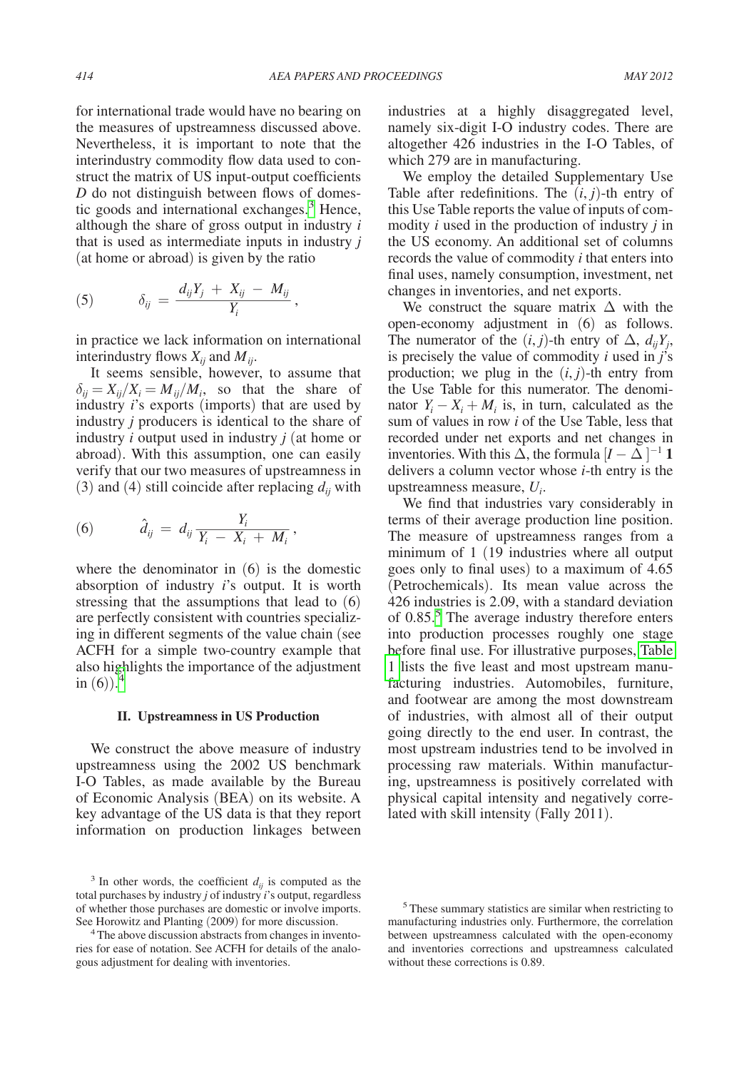for international trade would have no bearing on the measures of upstreamness discussed above. Nevertheless, it is important to note that the interindustry commodity flow data used to construct the matrix of US input-output coefficients $D$ do not distinguish between flows of domestic goods and international exchanges.[3] Hence, although the share of gross output in industry $i$ that is used as intermediate inputs in industry $j$ (at home or abroad) is given by the ratio

$$(5) \qquad \delta_{ij} = \frac{d_{ij}Y_j + X_{ij} - M_{ij}}{Y_i},$$

in practice we lack information on international interindustry flows $X_{ij}$ and $M_{ij}$.

It seems sensible, however, to assume that $\delta_{ij} = X_{ij}/X_i = M_{ij}/M_i$, so that the share of industry $i$'s exports (imports) that are used by industry $j$ producers is identical to the share of industry $i$ output used in industry $j$ (at home or abroad). With this assumption, one can easily verify that our two measures of upstreamness in (3) and (4) still coincide after replacing $d_{ij}$ with

$$(6) \qquad \hat{d}_{ij} = d_{ij}\frac{Y_i}{Y_i - X_i + M_i},$$

where the denominator in (6) is the domestic absorption of industry $i$'s output. It is worth stressing that the assumptions that lead to (6) are perfectly consistent with countries specializing in different segments of the value chain (see ACFH for a simple two-country example that also highlights the importance of the adjustment in (6)).[4]

## II. Upstreamness in US Production

We construct the above measure of industry upstreamness using the 2002 US benchmark I-O Tables, as made available by the Bureau of Economic Analysis (BEA) on its website. A key advantage of the US data is that they report information on production linkages between industries at a highly disaggregated level, namely six-digit I-O industry codes. There are altogether 426 industries in the I-O Tables, of which 279 are in manufacturing.

We employ the detailed Supplementary Use Table after redefinitions. The $(i, j)$-th entry of this Use Table reports the value of inputs of commodity $i$ used in the production of industry $j$ in the US economy. An additional set of columns records the value of commodity $i$ that enters into final uses, namely consumption, investment, net changes in inventories, and net exports.

We construct the square matrix $\Delta$ with the open-economy adjustment in (6) as follows. The numerator of the $(i, j)$-th entry of $\Delta$, $d_{ij}Y_j$, is precisely the value of commodity $i$ used in $j$'s production; we plug in the $(i, j)$-th entry from the Use Table for this numerator. The denominator $Y_i - X_i + M_i$ is, in turn, calculated as the sum of values in row $i$ of the Use Table, less that recorded under net exports and net changes in inventories. With this $\Delta$, the formula $[I - \Delta]^{-1}\mathbf{1}$ delivers a column vector whose $i$-th entry is the upstreamness measure, $U_i$.

We find that industries vary considerably in terms of their average production line position. The measure of upstreamness ranges from a minimum of 1 (19 industries where all output goes only to final uses) to a maximum of 4.65 (Petrochemicals). Its mean value across the 426 industries is 2.09, with a standard deviation of 0.85.[5] The average industry therefore enters into production processes roughly one stage before final use. For illustrative purposes, Table 1 lists the five least and most upstream manufacturing industries. Automobiles, furniture, and footwear are among the most downstream of industries, with almost all of their output going directly to the end user. In contrast, the most upstream industries tend to be involved in processing raw materials. Within manufacturing, upstreamness is positively correlated with physical capital intensity and negatively correlated with skill intensity (Fally 2011).

[3] In other words, the coefficient $d_{ij}$ is computed as the total purchases by industry $j$ of industry $i$'s output, regardless of whether those purchases are domestic or involve imports. See Horowitz and Planting (2009) for more discussion.

[4] The above discussion abstracts from changes in inventories for ease of notation. See ACFH for details of the analogous adjustment for dealing with inventories.

[5] These summary statistics are similar when restricting to manufacturing industries only. Furthermore, the correlation between upstreamness calculated with the open-economy and inventories corrections and upstreamness calculated without these corrections is 0.89.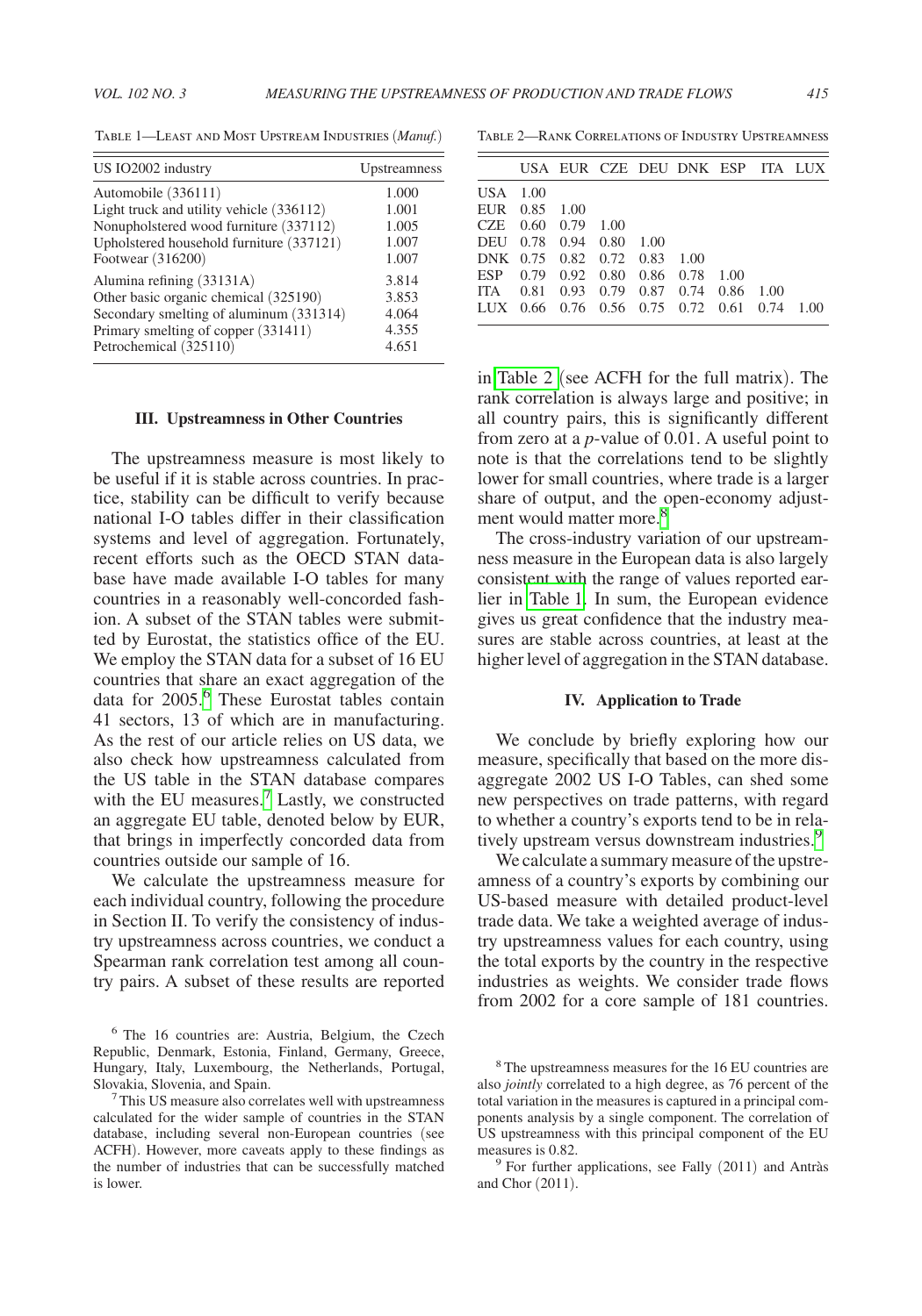Table 1—Least and Most Upstream Industries (*Manuf.*)

| US IO2002 industry | Upstreamness |
|---|---|
| Automobile (336111) | 1.000 |
| Light truck and utility vehicle (336112) | 1.001 |
| Nonupholstered wood furniture (337112) | 1.005 |
| Upholstered household furniture (337121) | 1.007 |
| Footwear (316200) | 1.007 |
| Alumina refining (33131A) | 3.814 |
| Other basic organic chemical (325190) | 3.853 |
| Secondary smelting of aluminum (331314) | 4.064 |
| Primary smelting of copper (331411) | 4.355 |
| Petrochemical (325110) | 4.651 |

### III. Upstreamness in Other Countries

The upstreamness measure is most likely to be useful if it is stable across countries. In practice, stability can be difficult to verify because national I-O tables differ in their classification systems and level of aggregation. Fortunately, recent efforts such as the OECD STAN database have made available I-O tables for many countries in a reasonably well-concorded fashion. A subset of the STAN tables were submitted by Eurostat, the statistics office of the EU. We employ the STAN data for a subset of 16 EU countries that share an exact aggregation of the data for 2005.[6] These Eurostat tables contain 41 sectors, 13 of which are in manufacturing. As the rest of our article relies on US data, we also check how upstreamness calculated from the US table in the STAN database compares with the EU measures.[7] Lastly, we constructed an aggregate EU table, denoted below by EUR, that brings in imperfectly concorded data from countries outside our sample of 16.

We calculate the upstreamness measure for each individual country, following the procedure in Section II. To verify the consistency of industry upstreamness across countries, we conduct a Spearman rank correlation test among all country pairs. A subset of these results are reported in Table 2 (see ACFH for the full matrix). The rank correlation is always large and positive; in all country pairs, this is significantly different from zero at a $p$-value of 0.01. A useful point to note is that the correlations tend to be slightly lower for small countries, where trade is a larger share of output, and the open-economy adjustment would matter more.[8]

Table 2—Rank Correlations of Industry Upstreamness

| | USA | EUR | CZE | DEU | DNK | ESP | ITA | LUX |
|---|---|---|---|---|---|---|---|---|
| USA | 1.00 | | | | | | | |
| EUR | 0.85 | 1.00 | | | | | | |
| CZE | 0.60 | 0.79 | 1.00 | | | | | |
| DEU | 0.78 | 0.94 | 0.80 | 1.00 | | | | |
| DNK | 0.75 | 0.82 | 0.72 | 0.83 | 1.00 | | | |
| ESP | 0.79 | 0.92 | 0.80 | 0.86 | 0.78 | 1.00 | | |
| ITA | 0.81 | 0.93 | 0.79 | 0.87 | 0.74 | 0.86 | 1.00 | |
| LUX | 0.66 | 0.76 | 0.56 | 0.75 | 0.72 | 0.61 | 0.74 | 1.00 |

The cross-industry variation of our upstreamness measure in the European data is also largely consistent with the range of values reported earlier in Table 1. In sum, the European evidence gives us great confidence that the industry measures are stable across countries, at least at the higher level of aggregation in the STAN database.

### IV. Application to Trade

We conclude by briefly exploring how our measure, specifically that based on the more disaggregate 2002 US I-O Tables, can shed some new perspectives on trade patterns, with regard to whether a country's exports tend to be in relatively upstream versus downstream industries.[9]

We calculate a summary measure of the upstreamness of a country's exports by combining our US-based measure with detailed product-level trade data. We take a weighted average of industry upstreamness values for each country, using the total exports by the country in the respective industries as weights. We consider trade flows from 2002 for a core sample of 181 countries.

[6] The 16 countries are: Austria, Belgium, the Czech Republic, Denmark, Estonia, Finland, Germany, Greece, Hungary, Italy, Luxembourg, the Netherlands, Portugal, Slovakia, Slovenia, and Spain.

[7] This US measure also correlates well with upstreamness calculated for the wider sample of countries in the STAN database, including several non-European countries (see ACFH). However, more caveats apply to these findings as the number of industries that can be successfully matched is lower.

[8] The upstreamness measures for the 16 EU countries are also *jointly* correlated to a high degree, as 76 percent of the total variation in the measures is captured in a principal components analysis by a single component. The correlation of US upstreamness with this principal component of the EU measures is 0.82.

[9] For further applications, see Fally (2011) and Antràs and Chor (2011).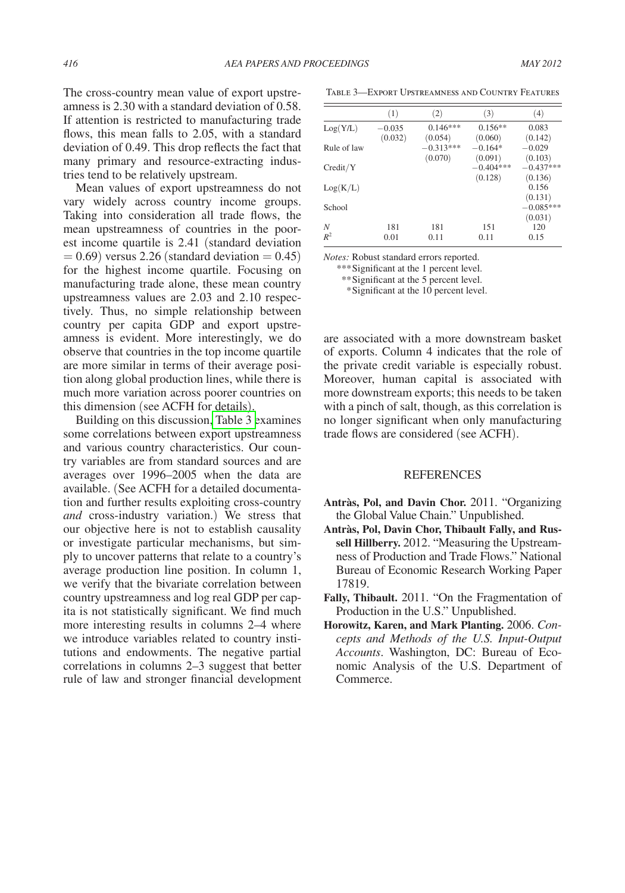The cross-country mean value of export upstreamness is 2.30 with a standard deviation of 0.58. If attention is restricted to manufacturing trade flows, this mean falls to 2.05, with a standard deviation of 0.49. This drop reflects the fact that many primary and resource-extracting industries tend to be relatively upstream.

Mean values of export upstreamness do not vary widely across country income groups. Taking into consideration all trade flows, the mean upstreamness of countries in the poorest income quartile is 2.41 (standard deviation $= 0.69$) versus 2.26 (standard deviation $= 0.45$) for the highest income quartile. Focusing on manufacturing trade alone, these mean country upstreamness values are 2.03 and 2.10 respectively. Thus, no simple relationship between country per capita GDP and export upstreamness is evident. More interestingly, we do observe that countries in the top income quartile are more similar in terms of their average position along global production lines, while there is much more variation across poorer countries on this dimension (see ACFH for details).

Building on this discussion, Table 3 examines some correlations between export upstreamness and various country characteristics. Our country variables are from standard sources and are averages over 1996–2005 when the data are available. (See ACFH for a detailed documentation and further results exploiting cross-country *and* cross-industry variation.) We stress that our objective here is not to establish causality or investigate particular mechanisms, but simply to uncover patterns that relate to a country's average production line position. In column 1, we verify that the bivariate correlation between country upstreamness and log real GDP per capita is not statistically significant. We find much more interesting results in columns 2–4 where we introduce variables related to country institutions and endowments. The negative partial correlations in columns 2–3 suggest that better rule of law and stronger financial development are associated with a more downstream basket of exports. Column 4 indicates that the role of the private credit variable is especially robust. Moreover, human capital is associated with more downstream exports; this needs to be taken with a pinch of salt, though, as this correlation is no longer significant when only manufacturing trade flows are considered (see ACFH).

Table 3—Export Upstreamness and Country Features

| | (1) | (2) | (3) | (4) |
|---|---|---|---|---|
| Log(Y/L) | −0.035 | 0.146*** | 0.156** | 0.083 |
| | (0.032) | (0.054) | (0.060) | (0.142) |
| Rule of law | | −0.313*** | −0.164* | −0.029 |
| | | (0.070) | (0.091) | (0.103) |
| Credit/Y | | | −0.404*** | −0.437*** |
| | | | (0.128) | (0.136) |
| Log(K/L) | | | | 0.156 |
| | | | | (0.131) |
| School | | | | −0.085*** |
| | | | | (0.031) |
| $N$ | 181 | 181 | 151 | 120 |
| $R^2$ | 0.01 | 0.11 | 0.11 | 0.15 |

*Notes:* Robust standard errors reported.
*** Significant at the 1 percent level.
** Significant at the 5 percent level.
* Significant at the 10 percent level.

## REFERENCES

**Antràs, Pol, and Davin Chor.** 2011. "Organizing the Global Value Chain." Unpublished.

**Antràs, Pol, Davin Chor, Thibault Fally, and Russell Hillberry.** 2012. "Measuring the Upstreamness of Production and Trade Flows." National Bureau of Economic Research Working Paper 17819.

**Fally, Thibault.** 2011. "On the Fragmentation of Production in the U.S." Unpublished.

**Horowitz, Karen, and Mark Planting.** 2006. *Concepts and Methods of the U.S. Input-Output Accounts*. Washington, DC: Bureau of Economic Analysis of the U.S. Department of Commerce.